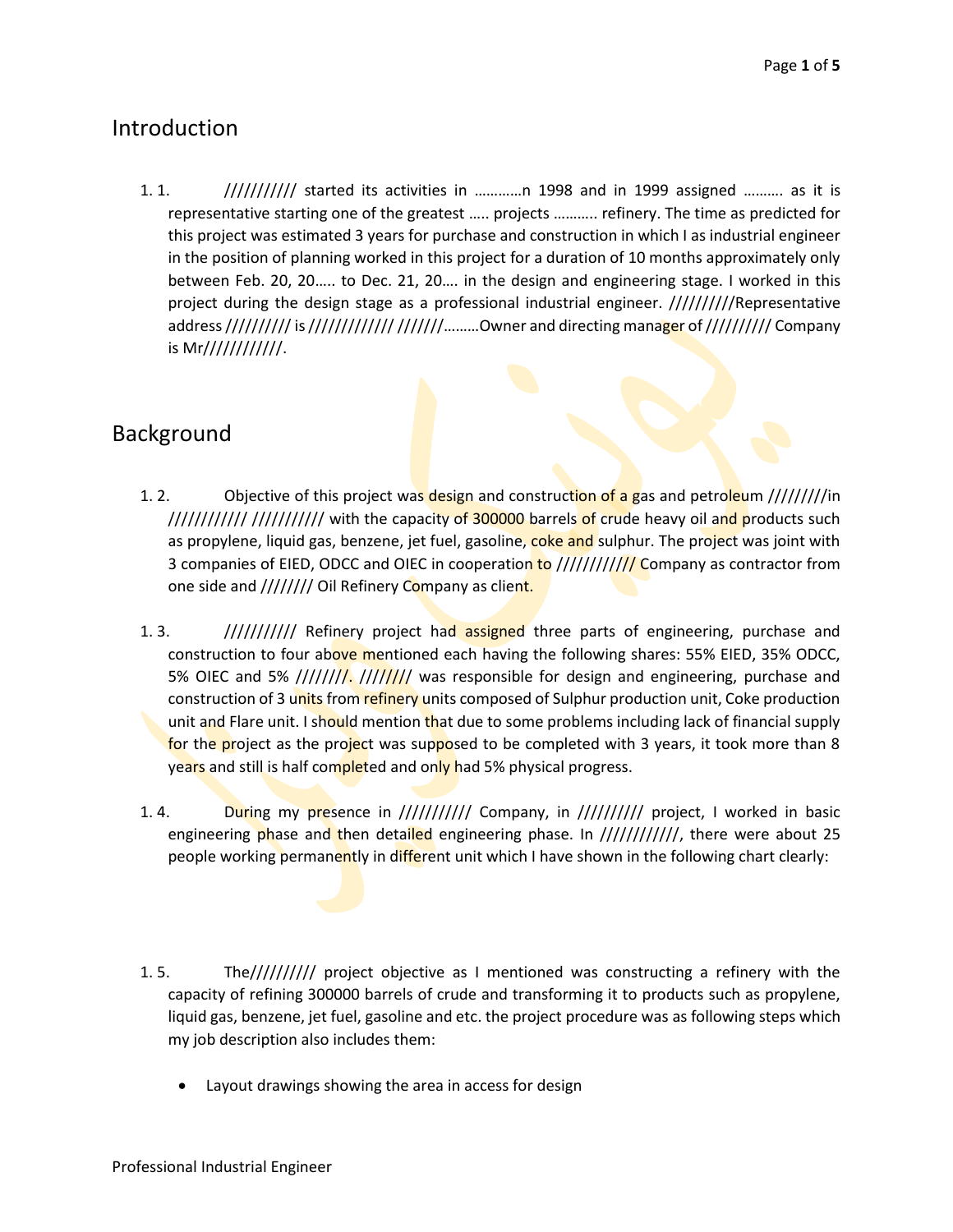## Introduction

1. 1. /////////// started its activities in …………n 1998 and in 1999 assigned ………. as it is representative starting one of the greatest ….. projects ……….. refinery. The time as predicted for this project was estimated 3 years for purchase and construction in which I as industrial engineer in the position of planning worked in this project for a duration of 10 months approximately only between Feb. 20, 20….. to Dec. 21, 20…. in the design and engineering stage. I worked in this project during the design stage as a professional industrial engineer. //////////Representative address ////////// is //////////// ///////………Owner and directing manager of ////////// Company is Mr////////////.

## Background

1. 2. Objective of this project was design and construction of a gas and petroleum /////////in //////////// /////////// with the capacity of 300000 barrels of crude heavy oil and products such as propylene, liquid gas, benzene, jet fuel, gasoline, coke and sulphur. The project was joint with 3 companies of EIED, ODCC and OIEC in cooperation to //////////// Company as contractor from one side and //////// Oil Refinery Company as client.

1. 3. /////////// Refinery project had assigned three parts of engineering, purchase and construction to four above mentioned each having the following shares: 55% EIED, 35% ODCC, 5% OIEC and 5% ////////. //////// was responsible for design and engineering, purchase and construction of 3 units from refinery units composed of Sulphur production unit, Coke production unit and Flare unit. I should mention that due to some problems including lack of financial supply for the project as the project was supposed to be completed with 3 years, it took more than 8 years and still is half completed and only had 5% physical progress.

1. 4. During my presence in /////////// Company, in ////////// project, I worked in basic engineering phase and then detailed engineering phase. In ////////////, there were about 25 people working permanently in different unit which I have shown in the following chart clearly:

1. 5. The////////// project objective as I mentioned was constructing a refinery with the capacity of refining 300000 barrels of crude and transforming it to products such as propylene, liquid gas, benzene, jet fuel, gasoline and etc. the project procedure was as following steps which my job description also includes them:

- Layout drawings showing the area in access for design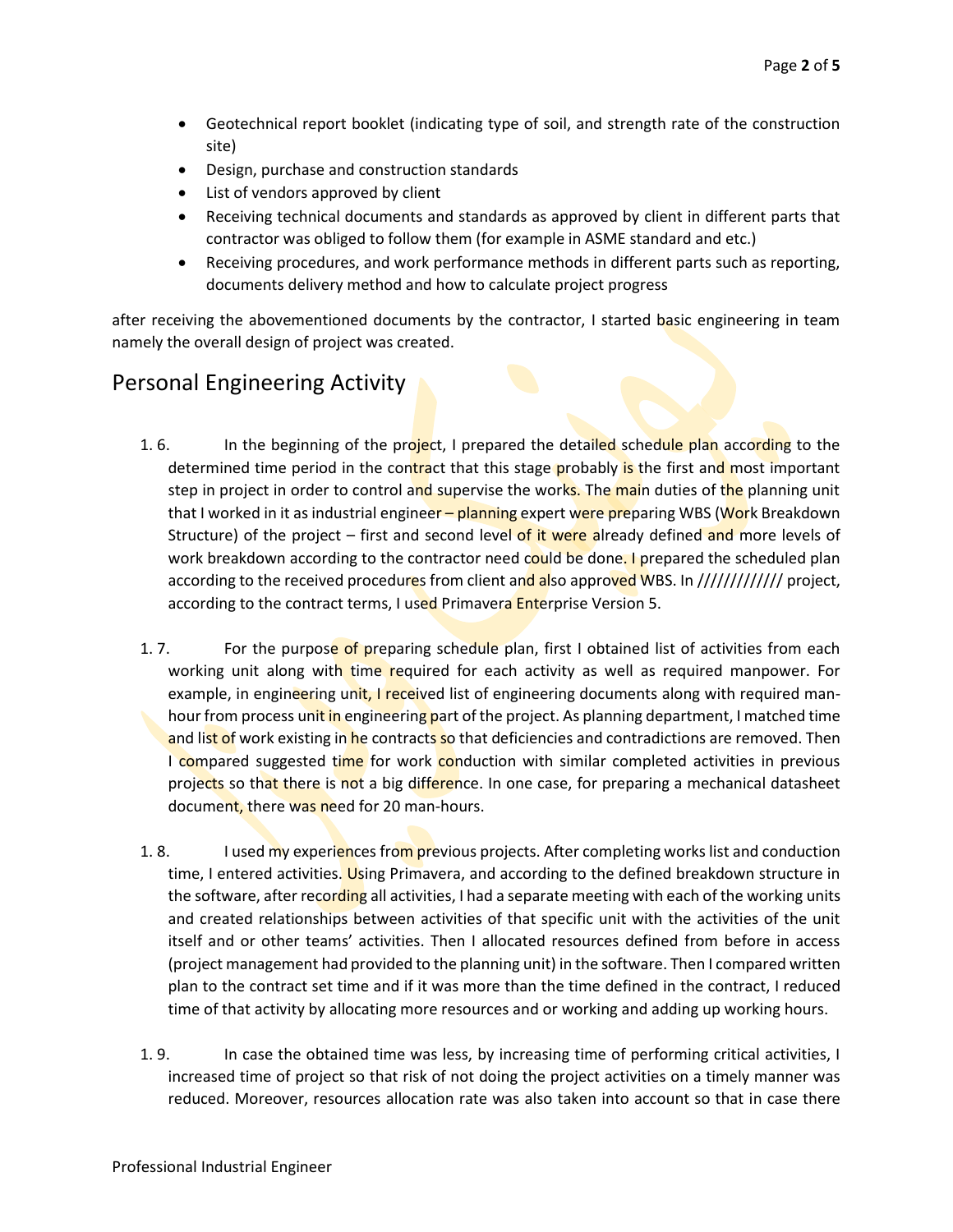- Geotechnical report booklet (indicating type of soil, and strength rate of the construction site)
- Design, purchase and construction standards
- List of vendors approved by client
- Receiving technical documents and standards as approved by client in different parts that contractor was obliged to follow them (for example in ASME standard and etc.)
- Receiving procedures, and work performance methods in different parts such as reporting, documents delivery method and how to calculate project progress

after receiving the abovementioned documents by the contractor, I started basic engineering in team namely the overall design of project was created.

## Personal Engineering Activity

1. 6. In the beginning of the project, I prepared the detailed schedule plan according to the determined time period in the contract that this stage probably is the first and most important step in project in order to control and supervise the works. The main duties of the planning unit that I worked in it as industrial engineer – planning expert were preparing WBS (Work Breakdown Structure) of the project – first and second level of it were already defined and more levels of work breakdown according to the contractor need could be done. I prepared the scheduled plan according to the received procedures from client and also approved WBS. In ///////////// project, according to the contract terms, I used Primavera Enterprise Version 5.

1. 7. For the purpose of preparing schedule plan, first I obtained list of activities from each working unit along with time required for each activity as well as required manpower. For example, in engineering unit, I received list of engineering documents along with required man-hour from process unit in engineering part of the project. As planning department, I matched time and list of work existing in he contracts so that deficiencies and contradictions are removed. Then I compared suggested time for work conduction with similar completed activities in previous projects so that there is not a big difference. In one case, for preparing a mechanical datasheet document, there was need for 20 man-hours.

1. 8. I used my experiences from previous projects. After completing works list and conduction time, I entered activities. Using Primavera, and according to the defined breakdown structure in the software, after recording all activities, I had a separate meeting with each of the working units and created relationships between activities of that specific unit with the activities of the unit itself and or other teams' activities. Then I allocated resources defined from before in access (project management had provided to the planning unit) in the software. Then I compared written plan to the contract set time and if it was more than the time defined in the contract, I reduced time of that activity by allocating more resources and or working and adding up working hours.

1. 9. In case the obtained time was less, by increasing time of performing critical activities, I increased time of project so that risk of not doing the project activities on a timely manner was reduced. Moreover, resources allocation rate was also taken into account so that in case there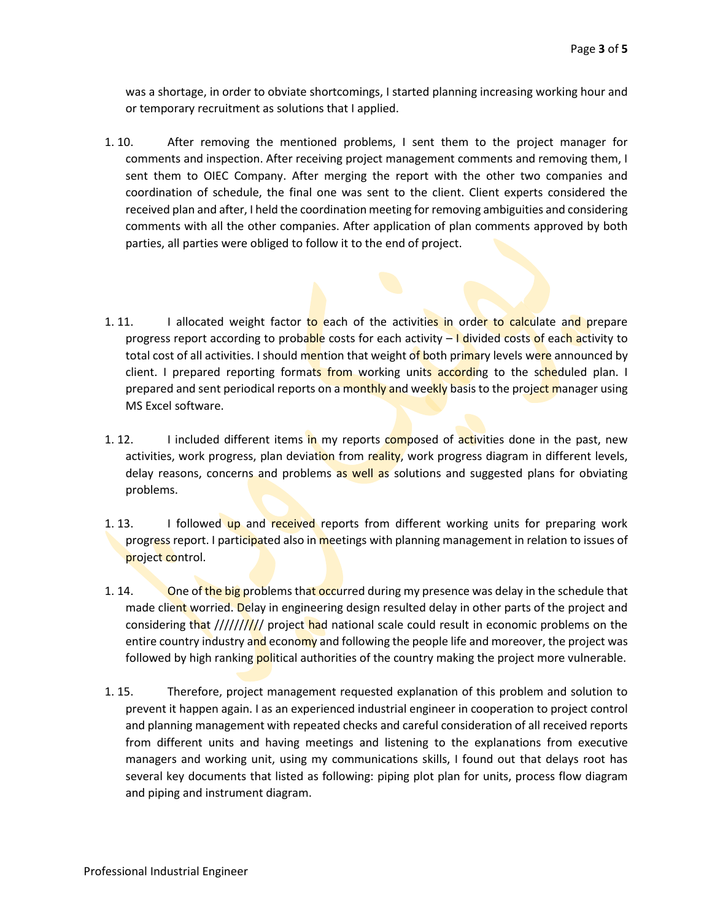was a shortage, in order to obviate shortcomings, I started planning increasing working hour and or temporary recruitment as solutions that I applied.

1. 10. After removing the mentioned problems, I sent them to the project manager for comments and inspection. After receiving project management comments and removing them, I sent them to OIEC Company. After merging the report with the other two companies and coordination of schedule, the final one was sent to the client. Client experts considered the received plan and after, I held the coordination meeting for removing ambiguities and considering comments with all the other companies. After application of plan comments approved by both parties, all parties were obliged to follow it to the end of project.

1. 11. I allocated weight factor to each of the activities in order to calculate and prepare progress report according to probable costs for each activity – I divided costs of each activity to total cost of all activities. I should mention that weight of both primary levels were announced by client. I prepared reporting formats from working units according to the scheduled plan. I prepared and sent periodical reports on a monthly and weekly basis to the project manager using MS Excel software.

1. 12. I included different items in my reports composed of activities done in the past, new activities, work progress, plan deviation from reality, work progress diagram in different levels, delay reasons, concerns and problems as well as solutions and suggested plans for obviating problems.

1. 13. I followed up and received reports from different working units for preparing work progress report. I participated also in meetings with planning management in relation to issues of project control.

1. 14. One of the big problems that occurred during my presence was delay in the schedule that made client worried. Delay in engineering design resulted delay in other parts of the project and considering that ////////// project had national scale could result in economic problems on the entire country industry and economy and following the people life and moreover, the project was followed by high ranking political authorities of the country making the project more vulnerable.

1. 15. Therefore, project management requested explanation of this problem and solution to prevent it happen again. I as an experienced industrial engineer in cooperation to project control and planning management with repeated checks and careful consideration of all received reports from different units and having meetings and listening to the explanations from executive managers and working unit, using my communications skills, I found out that delays root has several key documents that listed as following: piping plot plan for units, process flow diagram and piping and instrument diagram.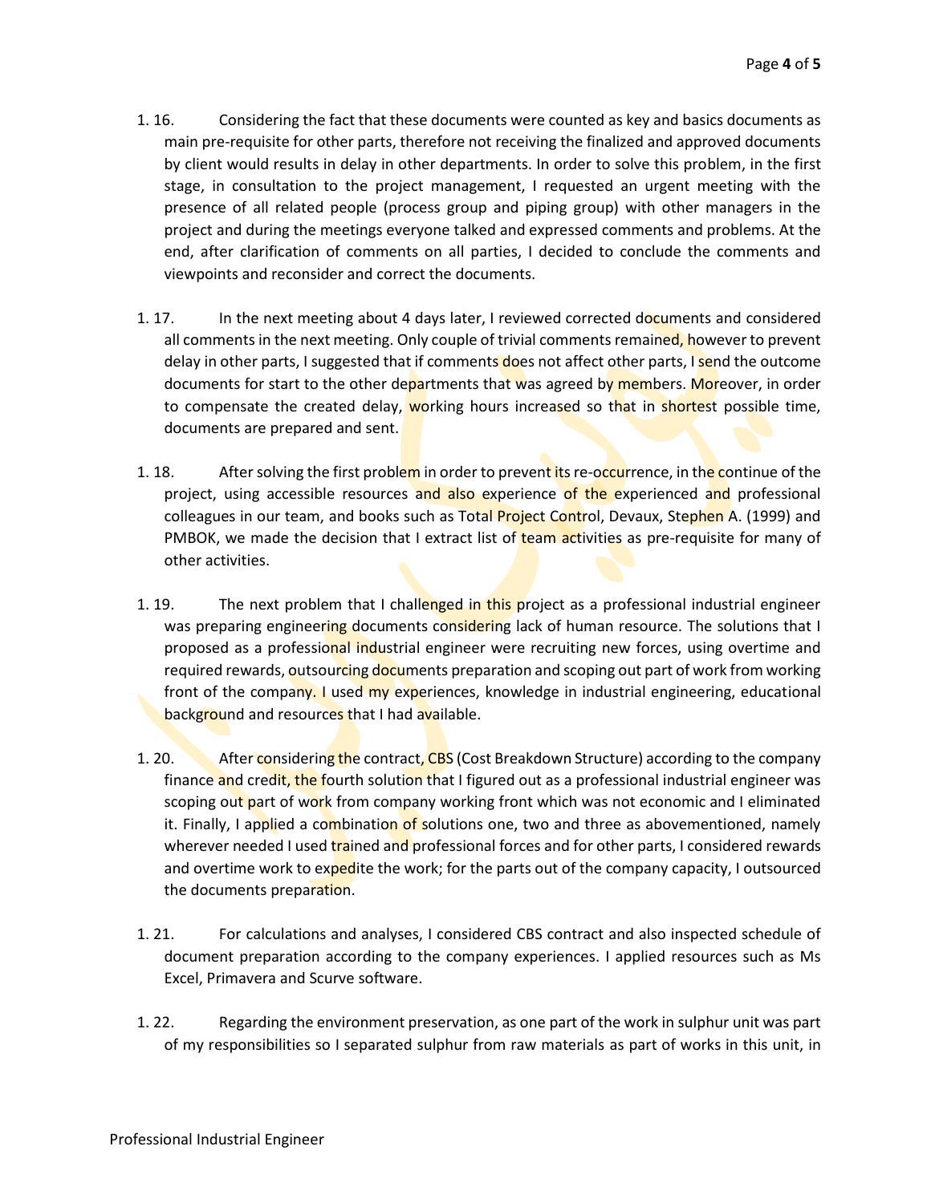1. 16. Considering the fact that these documents were counted as key and basics documents as main pre-requisite for other parts, therefore not receiving the finalized and approved documents by client would results in delay in other departments. In order to solve this problem, in the first stage, in consultation to the project management, I requested an urgent meeting with the presence of all related people (process group and piping group) with other managers in the project and during the meetings everyone talked and expressed comments and problems. At the end, after clarification of comments on all parties, I decided to conclude the comments and viewpoints and reconsider and correct the documents.

1. 17. In the next meeting about 4 days later, I reviewed corrected documents and considered all comments in the next meeting. Only couple of trivial comments remained, however to prevent delay in other parts, I suggested that if comments does not affect other parts, I send the outcome documents for start to the other departments that was agreed by members. Moreover, in order to compensate the created delay, working hours increased so that in shortest possible time, documents are prepared and sent.

1. 18. After solving the first problem in order to prevent its re-occurrence, in the continue of the project, using accessible resources and also experience of the experienced and professional colleagues in our team, and books such as Total Project Control, Devaux, Stephen A. (1999) and PMBOK, we made the decision that I extract list of team activities as pre-requisite for many of other activities.

1. 19. The next problem that I challenged in this project as a professional industrial engineer was preparing engineering documents considering lack of human resource. The solutions that I proposed as a professional industrial engineer were recruiting new forces, using overtime and required rewards, outsourcing documents preparation and scoping out part of work from working front of the company. I used my experiences, knowledge in industrial engineering, educational background and resources that I had available.

1. 20. After considering the contract, CBS (Cost Breakdown Structure) according to the company finance and credit, the fourth solution that I figured out as a professional industrial engineer was scoping out part of work from company working front which was not economic and I eliminated it. Finally, I applied a combination of solutions one, two and three as abovementioned, namely wherever needed I used trained and professional forces and for other parts, I considered rewards and overtime work to expedite the work; for the parts out of the company capacity, I outsourced the documents preparation.

1. 21. For calculations and analyses, I considered CBS contract and also inspected schedule of document preparation according to the company experiences. I applied resources such as Ms Excel, Primavera and Scurve software.

1. 22. Regarding the environment preservation, as one part of the work in sulphur unit was part of my responsibilities so I separated sulphur from raw materials as part of works in this unit, in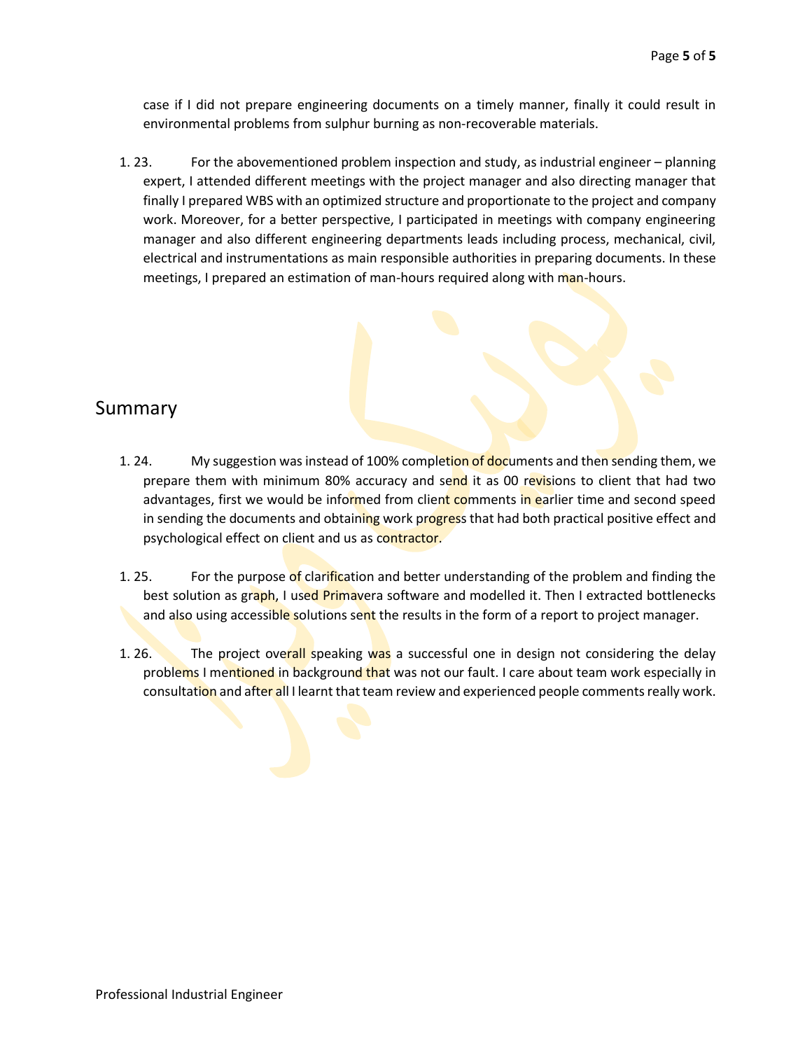case if I did not prepare engineering documents on a timely manner, finally it could result in environmental problems from sulphur burning as non-recoverable materials.

1. 23. For the abovementioned problem inspection and study, as industrial engineer – planning expert, I attended different meetings with the project manager and also directing manager that finally I prepared WBS with an optimized structure and proportionate to the project and company work. Moreover, for a better perspective, I participated in meetings with company engineering manager and also different engineering departments leads including process, mechanical, civil, electrical and instrumentations as main responsible authorities in preparing documents. In these meetings, I prepared an estimation of man-hours required along with man-hours.

## Summary

1. 24. My suggestion was instead of 100% completion of documents and then sending them, we prepare them with minimum 80% accuracy and send it as 00 revisions to client that had two advantages, first we would be informed from client comments in earlier time and second speed in sending the documents and obtaining work progress that had both practical positive effect and psychological effect on client and us as contractor.

1. 25. For the purpose of clarification and better understanding of the problem and finding the best solution as graph, I used Primavera software and modelled it. Then I extracted bottlenecks and also using accessible solutions sent the results in the form of a report to project manager.

1. 26. The project overall speaking was a successful one in design not considering the delay problems I mentioned in background that was not our fault. I care about team work especially in consultation and after all I learnt that team review and experienced people comments really work.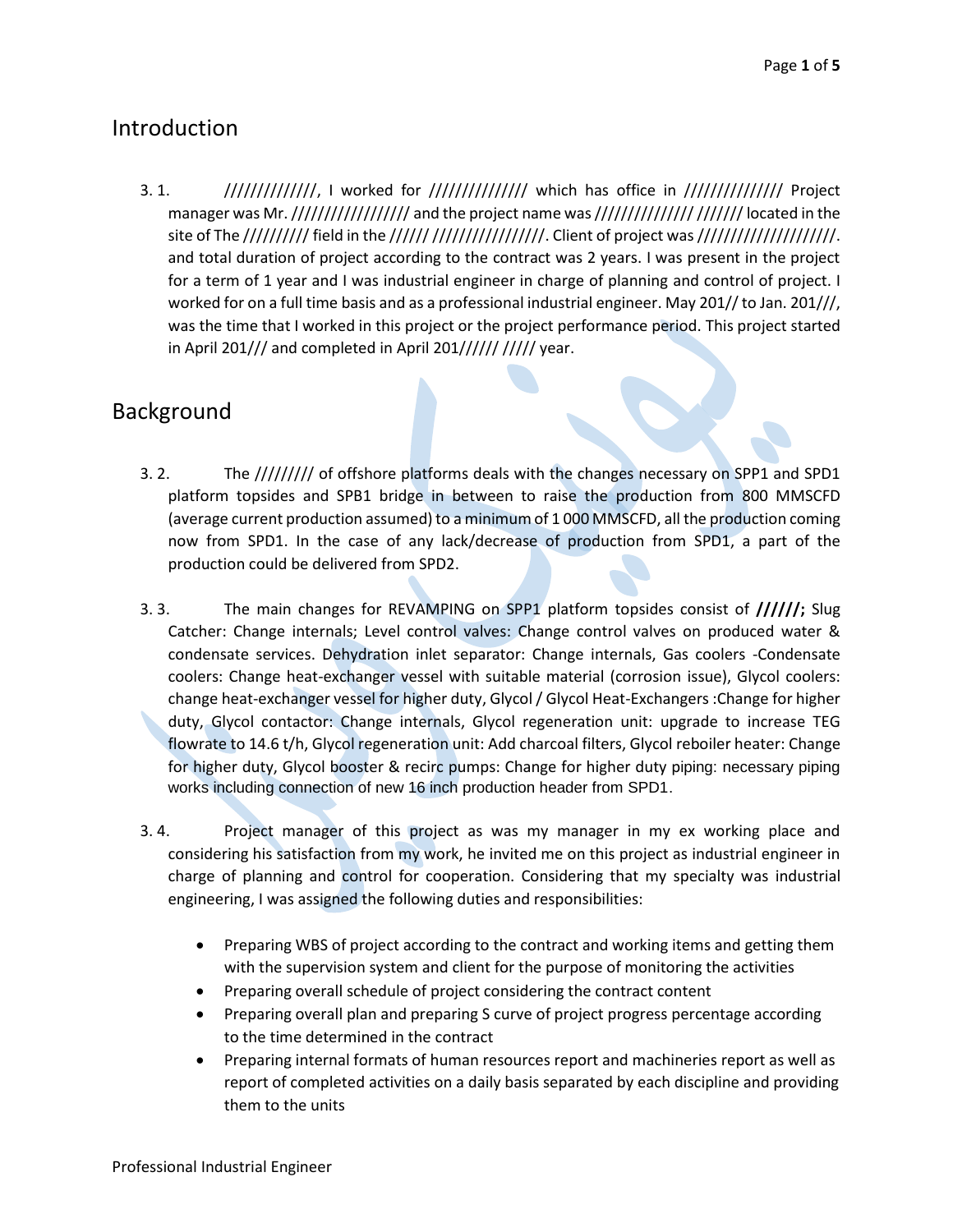## Introduction

3. 1. //////////////, I worked for ////////////// which has office in ////////////// Project manager was Mr. ///////////////// and the project name was ////////////// /////// located in the site of The ///////// field in the ////// ////////////////. Client of project was ////////////////////. and total duration of project according to the contract was 2 years. I was present in the project for a term of 1 year and I was industrial engineer in charge of planning and control of project. I worked for on a full time basis and as a professional industrial engineer. May 201// to Jan. 201///, was the time that I worked in this project or the project performance period. This project started in April 201/// and completed in April 201////// ///// year.

## Background

3. 2. The ///////// of offshore platforms deals with the changes necessary on SPP1 and SPD1 platform topsides and SPB1 bridge in between to raise the production from 800 MMSCFD (average current production assumed) to a minimum of 1 000 MMSCFD, all the production coming now from SPD1. In the case of any lack/decrease of production from SPD1, a part of the production could be delivered from SPD2.

3. 3. The main changes for REVAMPING on SPP1 platform topsides consist of **//////;** Slug Catcher: Change internals; Level control valves: Change control valves on produced water & condensate services. Dehydration inlet separator: Change internals, Gas coolers -Condensate coolers: Change heat-exchanger vessel with suitable material (corrosion issue), Glycol coolers: change heat-exchanger vessel for higher duty, Glycol / Glycol Heat-Exchangers :Change for higher duty, Glycol contactor: Change internals, Glycol regeneration unit: upgrade to increase TEG flowrate to 14.6 t/h, Glycol regeneration unit: Add charcoal filters, Glycol reboiler heater: Change for higher duty, Glycol booster & recirc pumps: Change for higher duty piping: necessary piping works including connection of new 16 inch production header from SPD1.

3. 4. Project manager of this project as was my manager in my ex working place and considering his satisfaction from my work, he invited me on this project as industrial engineer in charge of planning and control for cooperation. Considering that my specialty was industrial engineering, I was assigned the following duties and responsibilities:

- Preparing WBS of project according to the contract and working items and getting them with the supervision system and client for the purpose of monitoring the activities
- Preparing overall schedule of project considering the contract content
- Preparing overall plan and preparing S curve of project progress percentage according to the time determined in the contract
- Preparing internal formats of human resources report and machineries report as well as report of completed activities on a daily basis separated by each discipline and providing them to the units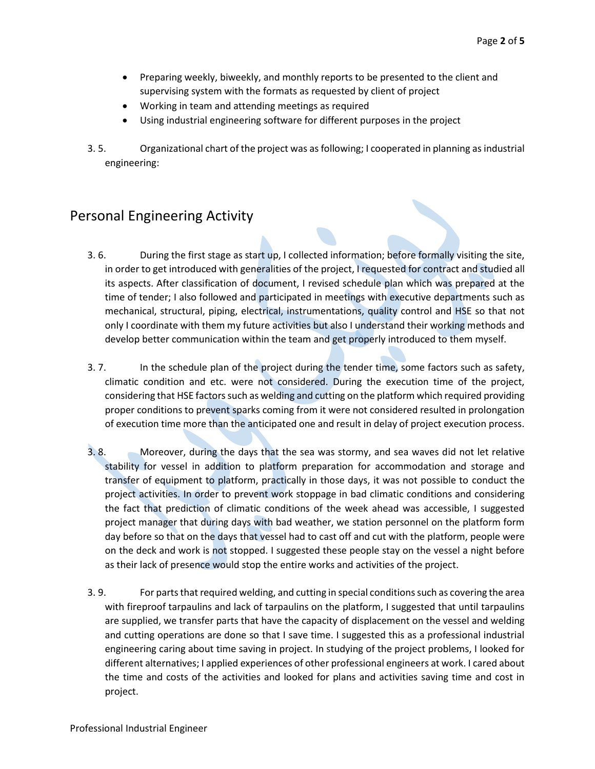- Preparing weekly, biweekly, and monthly reports to be presented to the client and supervising system with the formats as requested by client of project
- Working in team and attending meetings as required
- Using industrial engineering software for different purposes in the project

3. 5. Organizational chart of the project was as following; I cooperated in planning as industrial engineering:

## Personal Engineering Activity

3. 6. During the first stage as start up, I collected information; before formally visiting the site, in order to get introduced with generalities of the project, I requested for contract and studied all its aspects. After classification of document, I revised schedule plan which was prepared at the time of tender; I also followed and participated in meetings with executive departments such as mechanical, structural, piping, electrical, instrumentations, quality control and HSE so that not only I coordinate with them my future activities but also I understand their working methods and develop better communication within the team and get properly introduced to them myself.

3. 7. In the schedule plan of the project during the tender time, some factors such as safety, climatic condition and etc. were not considered. During the execution time of the project, considering that HSE factors such as welding and cutting on the platform which required providing proper conditions to prevent sparks coming from it were not considered resulted in prolongation of execution time more than the anticipated one and result in delay of project execution process.

3. 8. Moreover, during the days that the sea was stormy, and sea waves did not let relative stability for vessel in addition to platform preparation for accommodation and storage and transfer of equipment to platform, practically in those days, it was not possible to conduct the project activities. In order to prevent work stoppage in bad climatic conditions and considering the fact that prediction of climatic conditions of the week ahead was accessible, I suggested project manager that during days with bad weather, we station personnel on the platform form day before so that on the days that vessel had to cast off and cut with the platform, people were on the deck and work is not stopped. I suggested these people stay on the vessel a night before as their lack of presence would stop the entire works and activities of the project.

3. 9. For parts that required welding, and cutting in special conditions such as covering the area with fireproof tarpaulins and lack of tarpaulins on the platform, I suggested that until tarpaulins are supplied, we transfer parts that have the capacity of displacement on the vessel and welding and cutting operations are done so that I save time. I suggested this as a professional industrial engineering caring about time saving in project. In studying of the project problems, I looked for different alternatives; I applied experiences of other professional engineers at work. I cared about the time and costs of the activities and looked for plans and activities saving time and cost in project.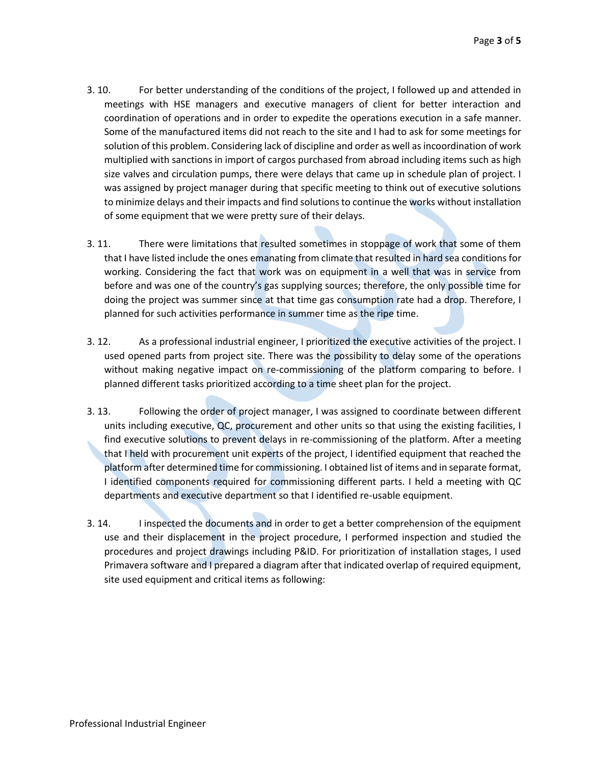3. 10. For better understanding of the conditions of the project, I followed up and attended in meetings with HSE managers and executive managers of client for better interaction and coordination of operations and in order to expedite the operations execution in a safe manner. Some of the manufactured items did not reach to the site and I had to ask for some meetings for solution of this problem. Considering lack of discipline and order as well as incoordination of work multiplied with sanctions in import of cargos purchased from abroad including items such as high size valves and circulation pumps, there were delays that came up in schedule plan of project. I was assigned by project manager during that specific meeting to think out of executive solutions to minimize delays and their impacts and find solutions to continue the works without installation of some equipment that we were pretty sure of their delays.

3. 11. There were limitations that resulted sometimes in stoppage of work that some of them that I have listed include the ones emanating from climate that resulted in hard sea conditions for working. Considering the fact that work was on equipment in a well that was in service from before and was one of the country's gas supplying sources; therefore, the only possible time for doing the project was summer since at that time gas consumption rate had a drop. Therefore, I planned for such activities performance in summer time as the ripe time.

3. 12. As a professional industrial engineer, I prioritized the executive activities of the project. I used opened parts from project site. There was the possibility to delay some of the operations without making negative impact on re-commissioning of the platform comparing to before. I planned different tasks prioritized according to a time sheet plan for the project.

3. 13. Following the order of project manager, I was assigned to coordinate between different units including executive, QC, procurement and other units so that using the existing facilities, I find executive solutions to prevent delays in re-commissioning of the platform. After a meeting that I held with procurement unit experts of the project, I identified equipment that reached the platform after determined time for commissioning. I obtained list of items and in separate format, I identified components required for commissioning different parts. I held a meeting with QC departments and executive department so that I identified re-usable equipment.

3. 14. I inspected the documents and in order to get a better comprehension of the equipment use and their displacement in the project procedure, I performed inspection and studied the procedures and project drawings including P&ID. For prioritization of installation stages, I used Primavera software and I prepared a diagram after that indicated overlap of required equipment, site used equipment and critical items as following: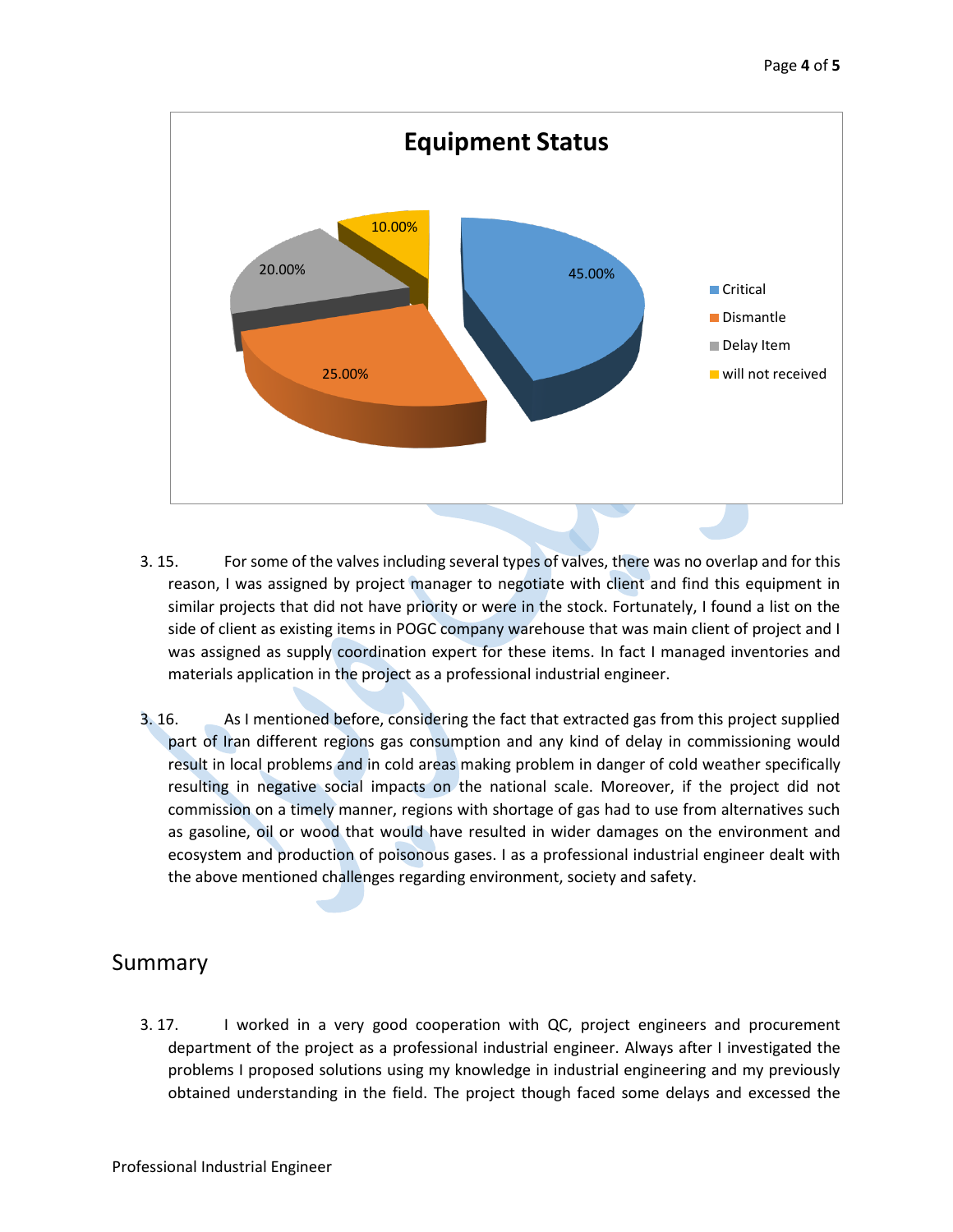**Equipment Status**

| Category | Percentage |
|---|---|
| Critical | 45.00% |
| Dismantle | 25.00% |
| Delay Item | 20.00% |
| will not received | 10.00% |

3.15. For some of the valves including several types of valves, there was no overlap and for this reason, I was assigned by project manager to negotiate with client and find this equipment in similar projects that did not have priority or were in the stock. Fortunately, I found a list on the side of client as existing items in POGC company warehouse that was main client of project and I was assigned as supply coordination expert for these items. In fact I managed inventories and materials application in the project as a professional industrial engineer.

3.16. As I mentioned before, considering the fact that extracted gas from this project supplied part of Iran different regions gas consumption and any kind of delay in commissioning would result in local problems and in cold areas making problem in danger of cold weather specifically resulting in negative social impacts on the national scale. Moreover, if the project did not commission on a timely manner, regions with shortage of gas had to use from alternatives such as gasoline, oil or wood that would have resulted in wider damages on the environment and ecosystem and production of poisonous gases. I as a professional industrial engineer dealt with the above mentioned challenges regarding environment, society and safety.

## Summary

3.17. I worked in a very good cooperation with QC, project engineers and procurement department of the project as a professional industrial engineer. Always after I investigated the problems I proposed solutions using my knowledge in industrial engineering and my previously obtained understanding in the field. The project though faced some delays and excessed the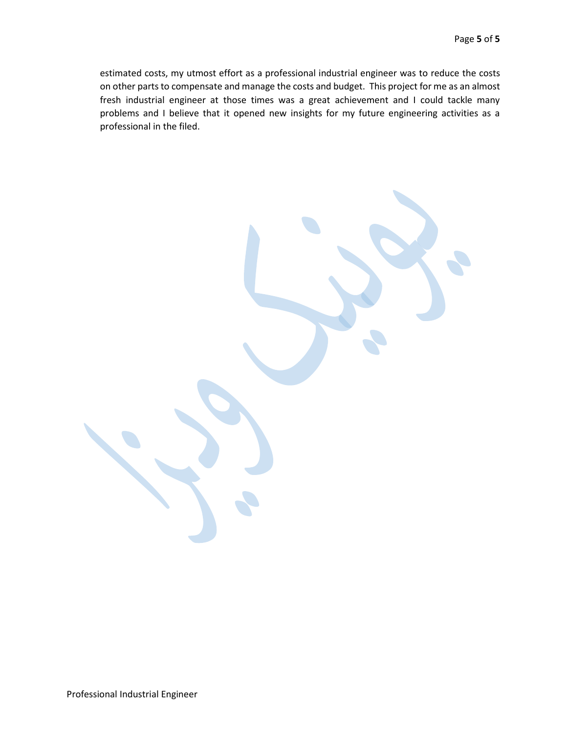estimated costs, my utmost effort as a professional industrial engineer was to reduce the costs on other parts to compensate and manage the costs and budget. This project for me as an almost fresh industrial engineer at those times was a great achievement and I could tackle many problems and I believe that it opened new insights for my future engineering activities as a professional in the filed.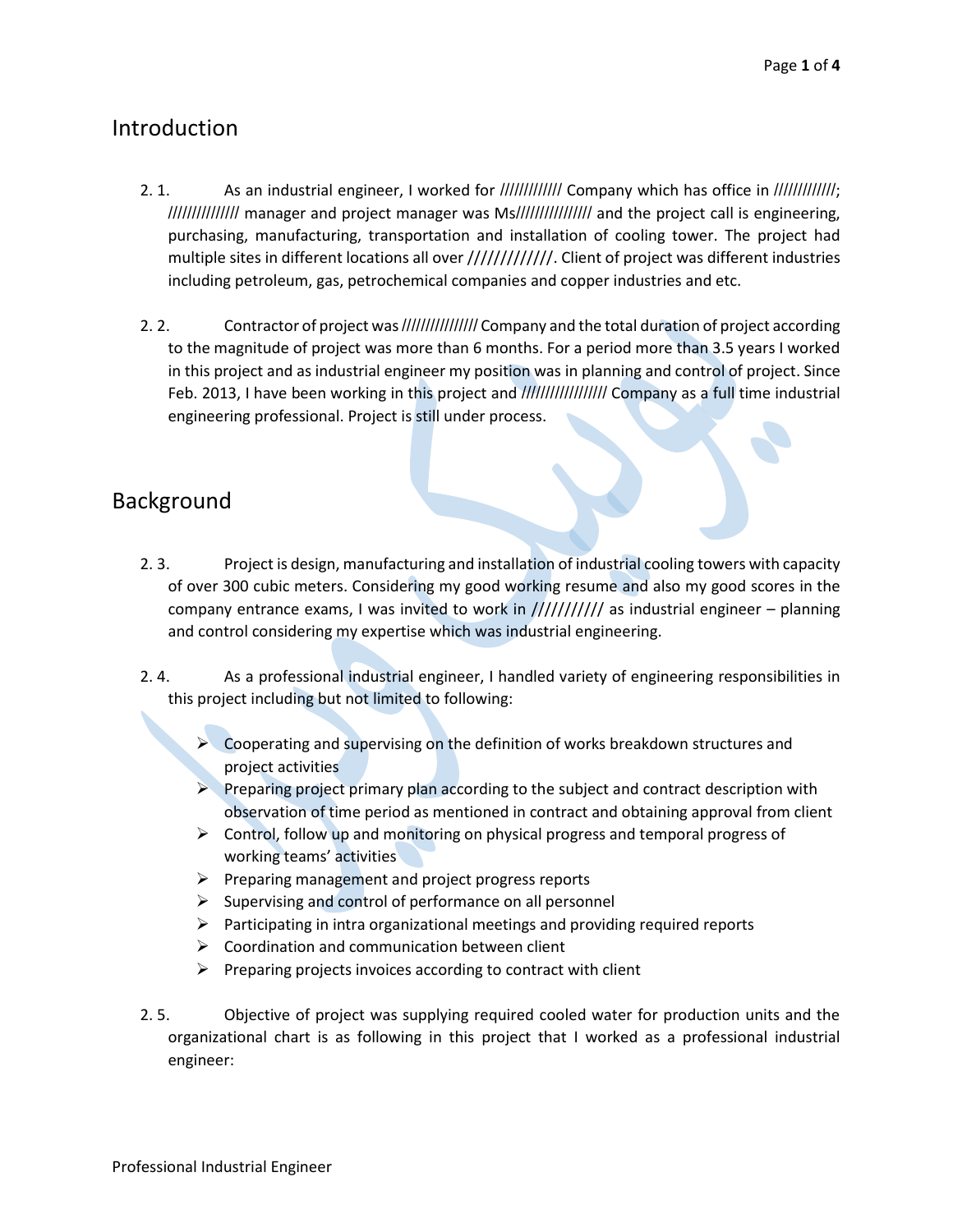## Introduction

2. 1. As an industrial engineer, I worked for //////////// Company which has office in ////////////; ////////////// manager and project manager was Ms/////////////// and the project call is engineering, purchasing, manufacturing, transportation and installation of cooling tower. The project had multiple sites in different locations all over /////////////. Client of project was different industries including petroleum, gas, petrochemical companies and copper industries and etc.

2. 2. Contractor of project was /////////////// Company and the total duration of project according to the magnitude of project was more than 6 months. For a period more than 3.5 years I worked in this project and as industrial engineer my position was in planning and control of project. Since Feb. 2013, I have been working in this project and ///////////////// Company as a full time industrial engineering professional. Project is still under process.

## Background

2. 3. Project is design, manufacturing and installation of industrial cooling towers with capacity of over 300 cubic meters. Considering my good working resume and also my good scores in the company entrance exams, I was invited to work in /////////// as industrial engineer – planning and control considering my expertise which was industrial engineering.

2. 4. As a professional industrial engineer, I handled variety of engineering responsibilities in this project including but not limited to following:

- Cooperating and supervising on the definition of works breakdown structures and project activities
- Preparing project primary plan according to the subject and contract description with observation of time period as mentioned in contract and obtaining approval from client
- Control, follow up and monitoring on physical progress and temporal progress of working teams' activities
- Preparing management and project progress reports
- Supervising and control of performance on all personnel
- Participating in intra organizational meetings and providing required reports
- Coordination and communication between client
- Preparing projects invoices according to contract with client

2. 5. Objective of project was supplying required cooled water for production units and the organizational chart is as following in this project that I worked as a professional industrial engineer: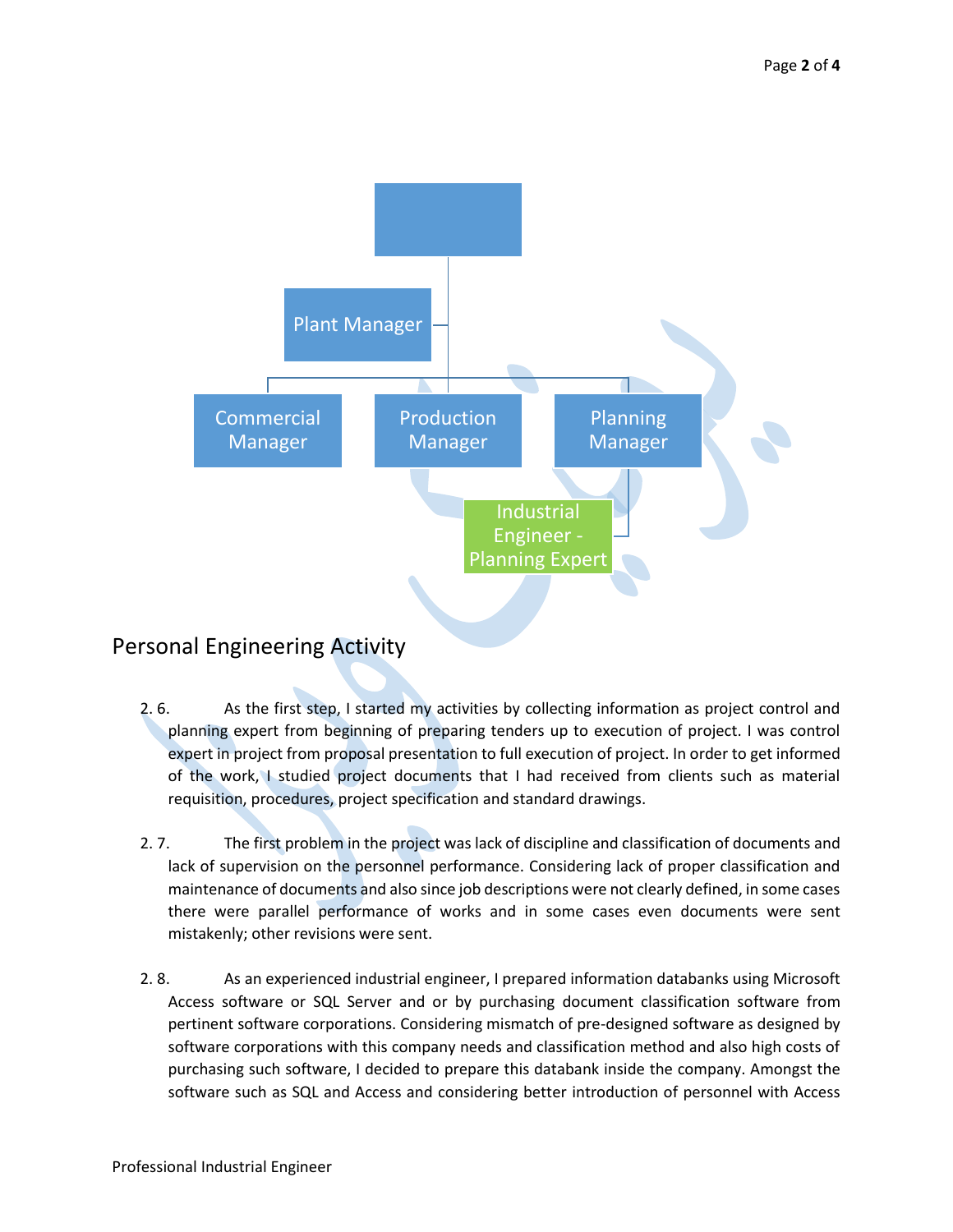Plant Manager

Commercial Manager | Production Manager | Planning Manager

Industrial Engineer - Planning Expert

## Personal Engineering Activity

2. 6. As the first step, I started my activities by collecting information as project control and planning expert from beginning of preparing tenders up to execution of project. I was control expert in project from proposal presentation to full execution of project. In order to get informed of the work, I studied project documents that I had received from clients such as material requisition, procedures, project specification and standard drawings.

2. 7. The first problem in the project was lack of discipline and classification of documents and lack of supervision on the personnel performance. Considering lack of proper classification and maintenance of documents and also since job descriptions were not clearly defined, in some cases there were parallel performance of works and in some cases even documents were sent mistakenly; other revisions were sent.

2. 8. As an experienced industrial engineer, I prepared information databanks using Microsoft Access software or SQL Server and or by purchasing document classification software from pertinent software corporations. Considering mismatch of pre-designed software as designed by software corporations with this company needs and classification method and also high costs of purchasing such software, I decided to prepare this databank inside the company. Amongst the software such as SQL and Access and considering better introduction of personnel with Access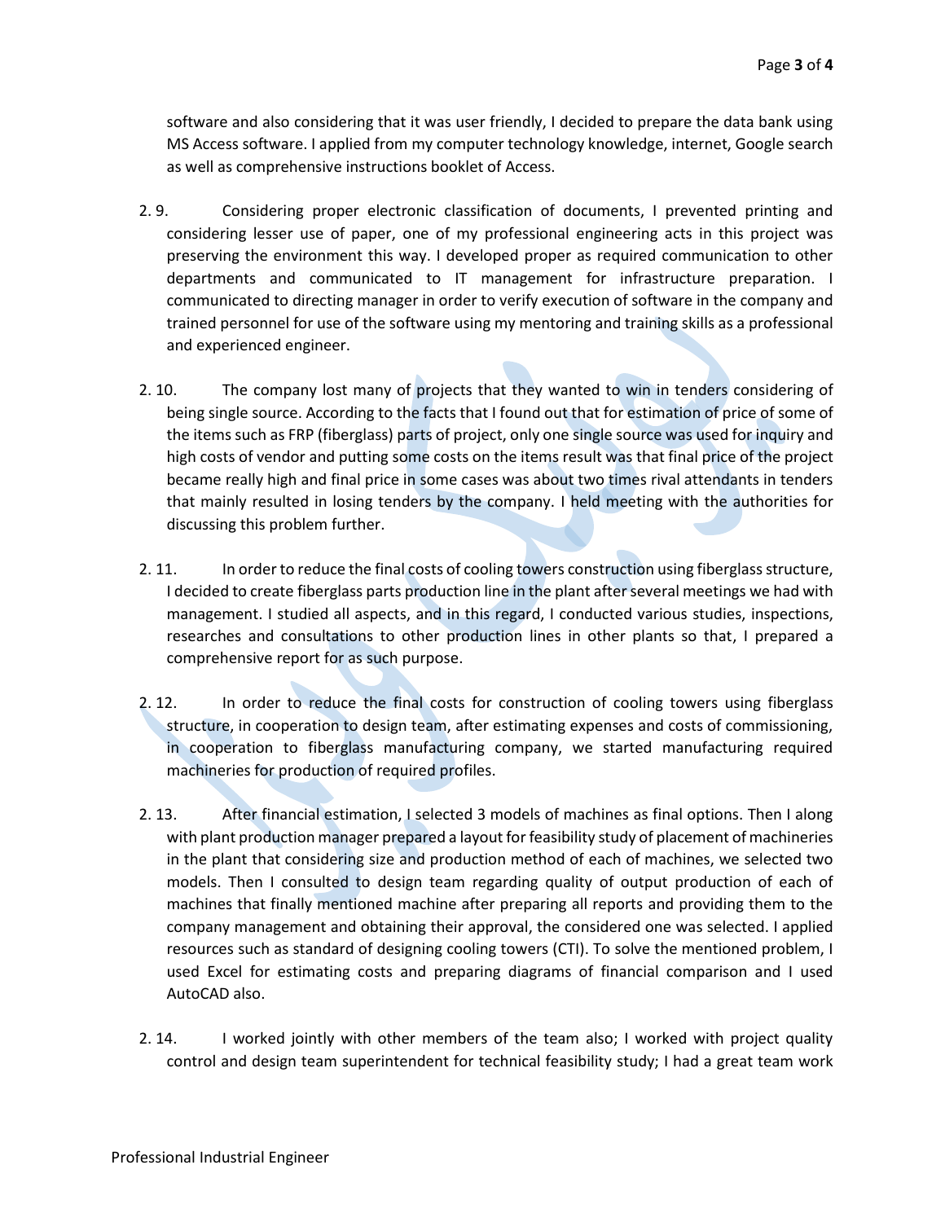software and also considering that it was user friendly, I decided to prepare the data bank using MS Access software. I applied from my computer technology knowledge, internet, Google search as well as comprehensive instructions booklet of Access.

2. 9. Considering proper electronic classification of documents, I prevented printing and considering lesser use of paper, one of my professional engineering acts in this project was preserving the environment this way. I developed proper as required communication to other departments and communicated to IT management for infrastructure preparation. I communicated to directing manager in order to verify execution of software in the company and trained personnel for use of the software using my mentoring and training skills as a professional and experienced engineer.

2. 10. The company lost many of projects that they wanted to win in tenders considering of being single source. According to the facts that I found out that for estimation of price of some of the items such as FRP (fiberglass) parts of project, only one single source was used for inquiry and high costs of vendor and putting some costs on the items result was that final price of the project became really high and final price in some cases was about two times rival attendants in tenders that mainly resulted in losing tenders by the company. I held meeting with the authorities for discussing this problem further.

2. 11. In order to reduce the final costs of cooling towers construction using fiberglass structure, I decided to create fiberglass parts production line in the plant after several meetings we had with management. I studied all aspects, and in this regard, I conducted various studies, inspections, researches and consultations to other production lines in other plants so that, I prepared a comprehensive report for as such purpose.

2. 12. In order to reduce the final costs for construction of cooling towers using fiberglass structure, in cooperation to design team, after estimating expenses and costs of commissioning, in cooperation to fiberglass manufacturing company, we started manufacturing required machineries for production of required profiles.

2. 13. After financial estimation, I selected 3 models of machines as final options. Then I along with plant production manager prepared a layout for feasibility study of placement of machineries in the plant that considering size and production method of each of machines, we selected two models. Then I consulted to design team regarding quality of output production of each of machines that finally mentioned machine after preparing all reports and providing them to the company management and obtaining their approval, the considered one was selected. I applied resources such as standard of designing cooling towers (CTI). To solve the mentioned problem, I used Excel for estimating costs and preparing diagrams of financial comparison and I used AutoCAD also.

2. 14. I worked jointly with other members of the team also; I worked with project quality control and design team superintendent for technical feasibility study; I had a great team work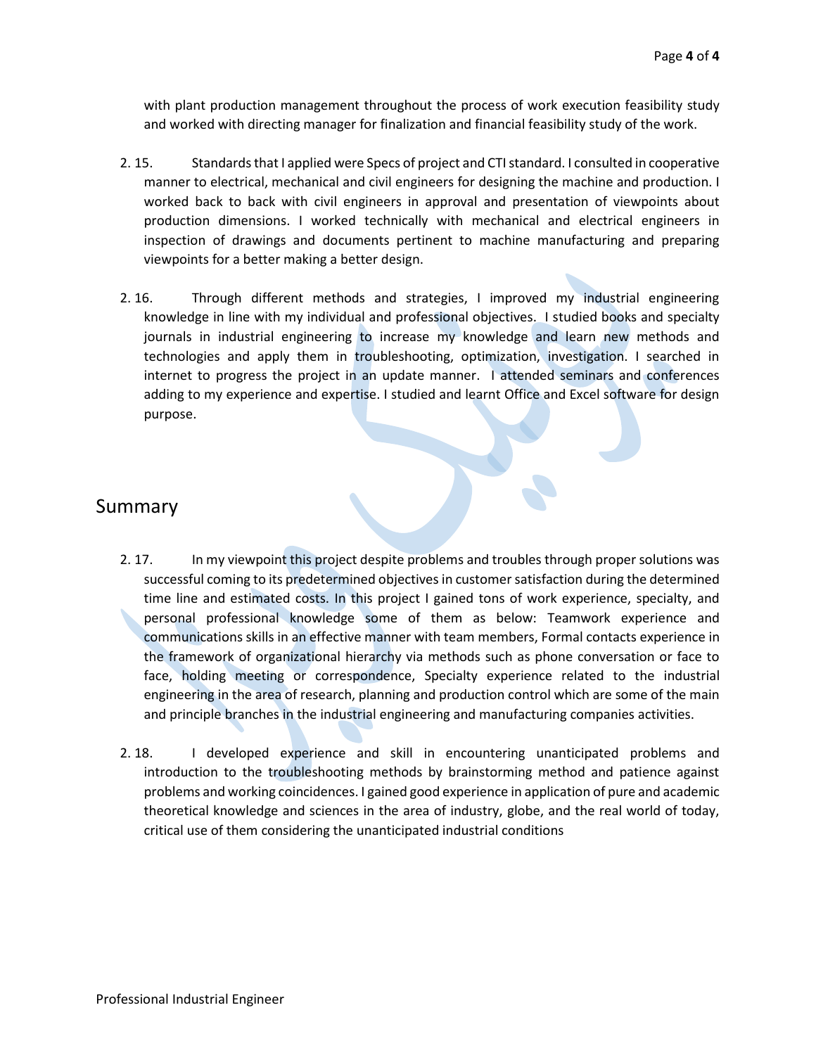with plant production management throughout the process of work execution feasibility study and worked with directing manager for finalization and financial feasibility study of the work.

2. 15. Standards that I applied were Specs of project and CTI standard. I consulted in cooperative manner to electrical, mechanical and civil engineers for designing the machine and production. I worked back to back with civil engineers in approval and presentation of viewpoints about production dimensions. I worked technically with mechanical and electrical engineers in inspection of drawings and documents pertinent to machine manufacturing and preparing viewpoints for a better making a better design.

2. 16. Through different methods and strategies, I improved my industrial engineering knowledge in line with my individual and professional objectives. I studied books and specialty journals in industrial engineering to increase my knowledge and learn new methods and technologies and apply them in troubleshooting, optimization, investigation. I searched in internet to progress the project in an update manner. I attended seminars and conferences adding to my experience and expertise. I studied and learnt Office and Excel software for design purpose.

## Summary

2. 17. In my viewpoint this project despite problems and troubles through proper solutions was successful coming to its predetermined objectives in customer satisfaction during the determined time line and estimated costs. In this project I gained tons of work experience, specialty, and personal professional knowledge some of them as below: Teamwork experience and communications skills in an effective manner with team members, Formal contacts experience in the framework of organizational hierarchy via methods such as phone conversation or face to face, holding meeting or correspondence, Specialty experience related to the industrial engineering in the area of research, planning and production control which are some of the main and principle branches in the industrial engineering and manufacturing companies activities.

2. 18. I developed experience and skill in encountering unanticipated problems and introduction to the troubleshooting methods by brainstorming method and patience against problems and working coincidences. I gained good experience in application of pure and academic theoretical knowledge and sciences in the area of industry, globe, and the real world of today, critical use of them considering the unanticipated industrial conditions

Professional Industrial Engineer